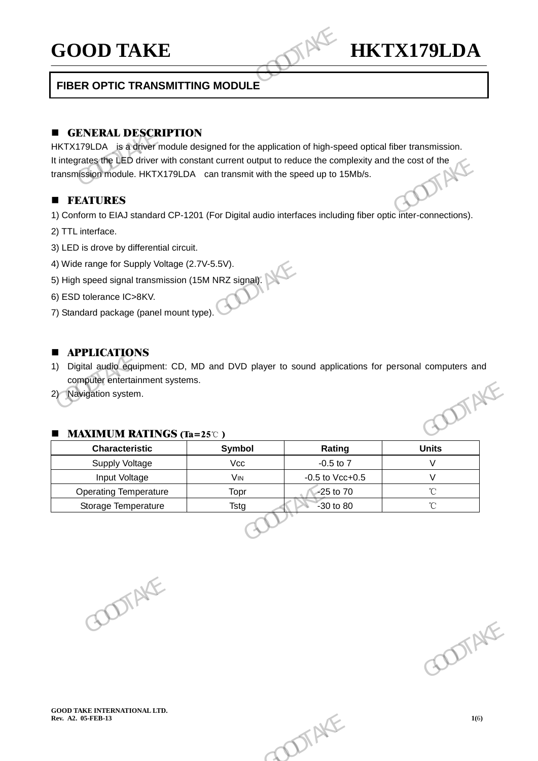# GOOD TAKE HKTX179LDA

## FIBER OPTIC TRANSMITTING MODULE

### GENERAL DESCRIPTION

HKTX179LDA is a driver module designed for the application of high-speed optical fiber transmission. It integrates the LED driver with constant current output to reduce the complexity and the cost of the transmission module. HKTX179LDA can transmit with the speed up to 15Mb/s.

### FEATURES

1) Conform to EIAJ standard CP-1201 (For Digital audio interfaces including fiber optic inter-connections).

2) TTL interface.

3) LED is drove by differential circuit.

4) Wide range for Supply Voltage (2.7V-5.5V).

5) High speed signal transmission (15M NRZ signal).

6) ESD tolerance IC>8KV.

7) Standard package (panel mount type).

### APPLICATIONS

1) Digital audio equipment: CD, MD and DVD player to sound applications for personal computers and computer entertainment systems.
2) Navigation system.

### MAXIMUM RATINGS (Ta=25℃ )

| Characteristic | Symbol | Rating | Units |
|---|---|---|---|
| Supply Voltage | Vcc | -0.5 to 7 | V |
| Input Voltage | $V_{IN}$ | -0.5 to Vcc+0.5 | V |
| Operating Temperature | Topr | -25 to 70 | ℃ |
| Storage Temperature | Tstg | -30 to 80 | ℃ |

GOOD TAKE INTERNATIONAL LTD.
Rev. A2. 05-FEB-13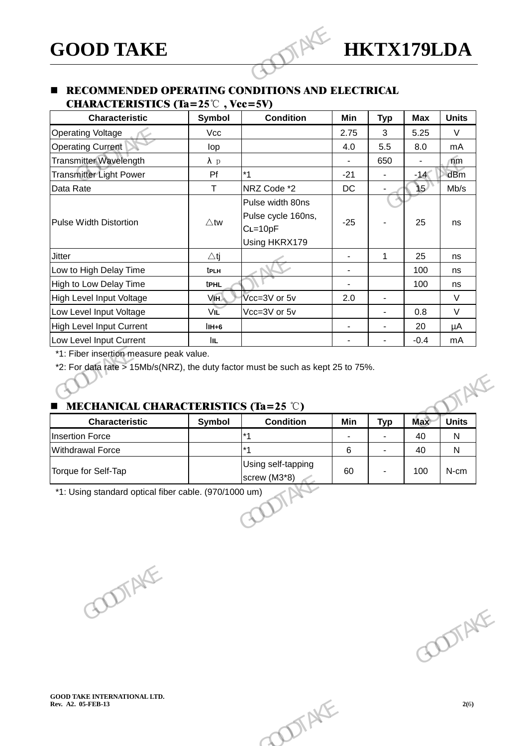## RECOMMENDED OPERATING CONDITIONS AND ELECTRICAL CHARACTERISTICS (Ta=25℃ , Vcc=5V)

| Characteristic | Symbol | Condition | Min | Typ | Max | Units |
|---|---|---|---|---|---|---|
| Operating Voltage | Vcc | | 2.75 | 3 | 5.25 | V |
| Operating Current | Iop | | 4.0 | 5.5 | 8.0 | mA |
| Transmitter Wavelength | λ p | | - | 650 | - | nm |
| Transmitter Light Power | Pf | *1 | -21 | - | -14 | dBm |
| Data Rate | T | NRZ Code *2 | DC | - | 15 | Mb/s |
| Pulse Width Distortion | △tw | Pulse width 80ns Pulse cycle 160ns, CL=10pF Using HKRX179 | -25 | - | 25 | ns |
| Jitter | △tj | | - | 1 | 25 | ns |
| Low to High Delay Time | $t_{PLH}$ | | - | | 100 | ns |
| High to Low Delay Time | $t_{PHL}$ | | - | | 100 | ns |
| High Level Input Voltage | $V_{IH}$ | Vcc=3V or 5v | 2.0 | - | | V |
| Low Level Input Voltage | $V_{IL}$ | Vcc=3V or 5v | | - | 0.8 | V |
| High Level Input Current | $I_{IH+6}$ | | - | - | 20 | μA |
| Low Level Input Current | $I_{IL}$ | | - | - | -0.4 | mA |

*1: Fiber insertion measure peak value.

*2: For data rate > 15Mb/s(NRZ), the duty factor must be such as kept 25 to 75%.

## MECHANICAL CHARACTERISTICS (Ta=25 ℃)

| Characteristic | Symbol | Condition | Min | Typ | Max | Units |
|---|---|---|---|---|---|---|
| Insertion Force | | *1 | - | - | 40 | N |
| Withdrawal Force | | *1 | 6 | - | 40 | N |
| Torque for Self-Tap | | Using self-tapping screw (M3*8) | 60 | - | 100 | N-cm |

*1: Using standard optical fiber cable. (970/1000 um)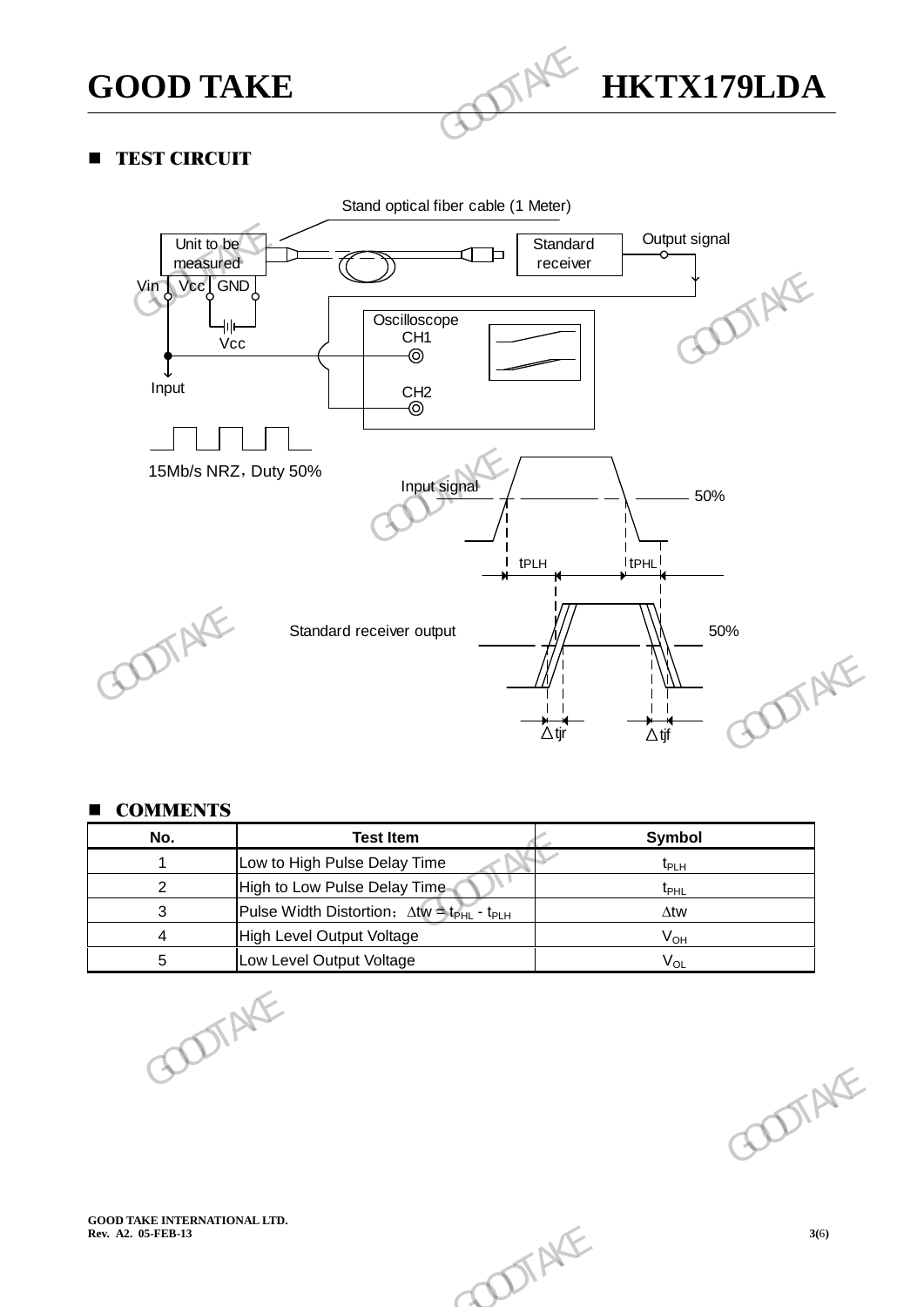## ■ TEST CIRCUIT

Stand optical fiber cable (1 Meter)

Unit to be measured

Standard receiver

Output signal

Vin Vcc GND

Vcc

Oscilloscope CH1

CH2

Input

15Mb/s NRZ，Duty 50%

Input signal

50%

$t_{PLH}$ $t_{PHL}$

Standard receiver output

50%

$\Delta tjr$ $\Delta tjf$

## ■ COMMENTS

| No. | Test Item | Symbol |
|---|---|---|
| 1 | Low to High Pulse Delay Time | $t_{PLH}$ |
| 2 | High to Low Pulse Delay Time | $t_{PHL}$ |
| 3 | Pulse Width Distortion； $\Delta tw = t_{PHL} - t_{PLH}$ | $\Delta tw$ |
| 4 | High Level Output Voltage | $V_{OH}$ |
| 5 | Low Level Output Voltage | $V_{OL}$ |

GOOD TAKE INTERNATIONAL LTD.
Rev. A2. 05-FEB-13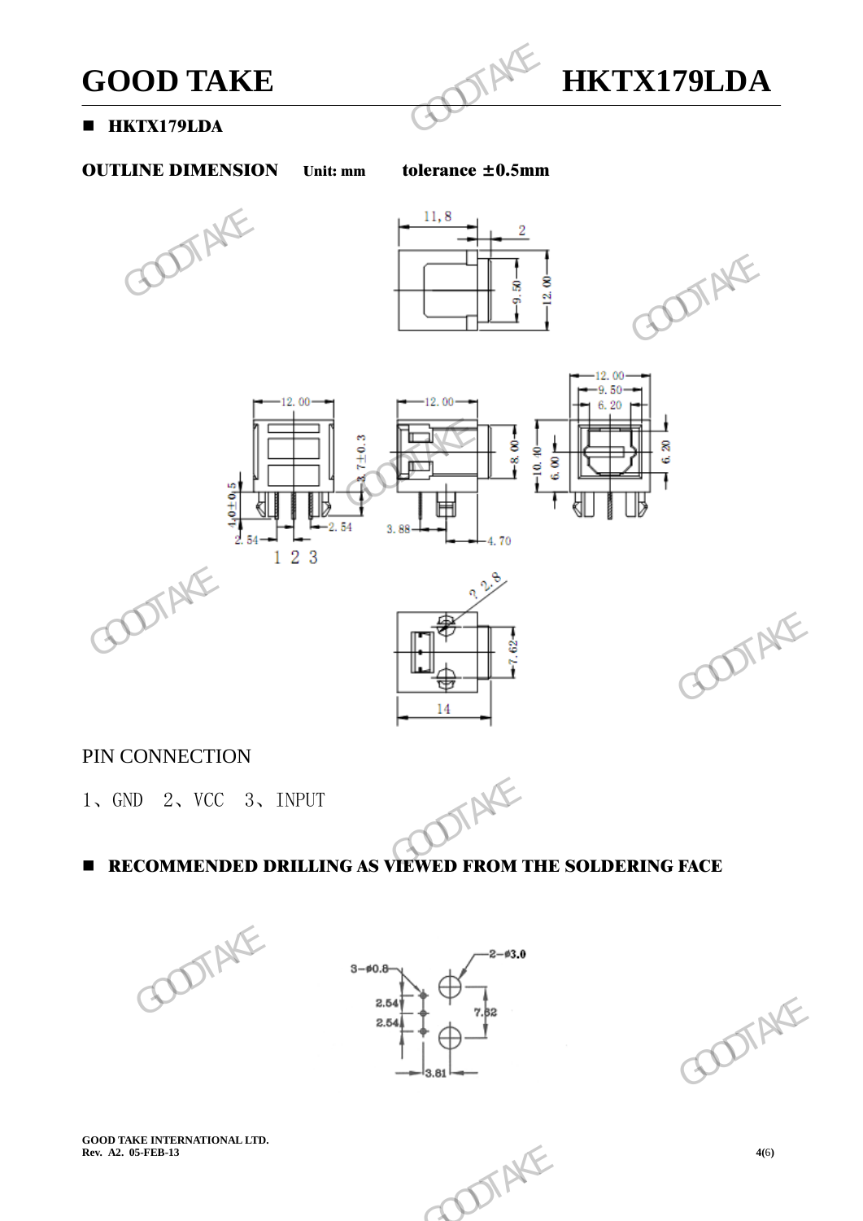- **HKTX179LDA**

**OUTLINE DIMENSION** Unit: mm tolerance ±0.5mm

PIN CONNECTION

1、GND 2、VCC 3、INPUT

- **RECOMMENDED DRILLING AS VIEWED FROM THE SOLDERING FACE**

GOOD TAKE INTERNATIONAL LTD.
Rev. A2. 05-FEB-13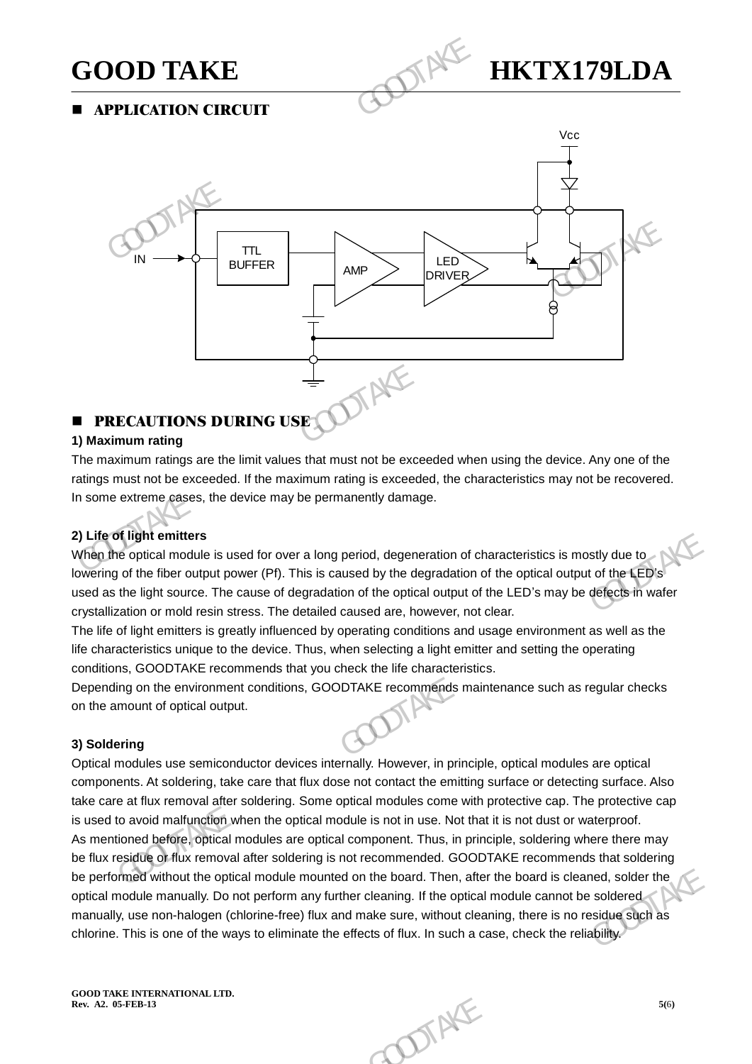## APPLICATION CIRCUIT

## PRECAUTIONS DURING USE

**1) Maximum rating**

The maximum ratings are the limit values that must not be exceeded when using the device. Any one of the ratings must not be exceeded. If the maximum rating is exceeded, the characteristics may not be recovered. In some extreme cases, the device may be permanently damage.

**2) Life of light emitters**

When the optical module is used for over a long period, degeneration of characteristics is mostly due to lowering of the fiber output power (Pf). This is caused by the degradation of the optical output of the LED's used as the light source. The cause of degradation of the optical output of the LED's may be defects in wafer crystallization or mold resin stress. The detailed caused are, however, not clear.

The life of light emitters is greatly influenced by operating conditions and usage environment as well as the life characteristics unique to the device. Thus, when selecting a light emitter and setting the operating conditions, GOODTAKE recommends that you check the life characteristics.

Depending on the environment conditions, GOODTAKE recommends maintenance such as regular checks on the amount of optical output.

**3) Soldering**

Optical modules use semiconductor devices internally. However, in principle, optical modules are optical components. At soldering, take care that flux dose not contact the emitting surface or detecting surface. Also take care at flux removal after soldering. Some optical modules come with protective cap. The protective cap is used to avoid malfunction when the optical module is not in use. Not that it is not dust or waterproof.

As mentioned before, optical modules are optical component. Thus, in principle, soldering where there may be flux residue or flux removal after soldering is not recommended. GOODTAKE recommends that soldering be performed without the optical module mounted on the board. Then, after the board is cleaned, solder the optical module manually. Do not perform any further cleaning. If the optical module cannot be soldered manually, use non-halogen (chlorine-free) flux and make sure, without cleaning, there is no residue such as chlorine. This is one of the ways to eliminate the effects of flux. In such a case, check the reliability.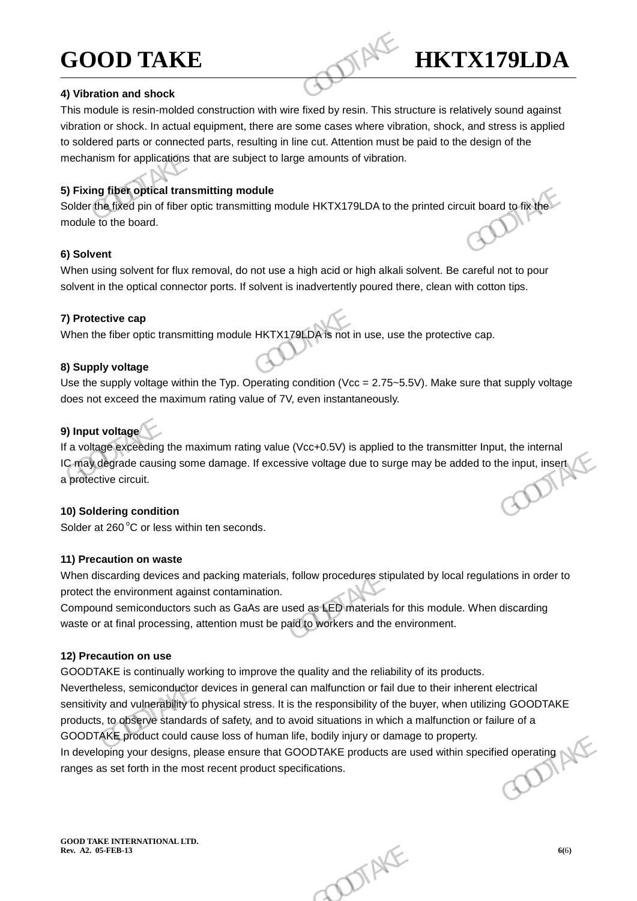#### 4) Vibration and shock

This module is resin-molded construction with wire fixed by resin. This structure is relatively sound against vibration or shock. In actual equipment, there are some cases where vibration, shock, and stress is applied to soldered parts or connected parts, resulting in line cut. Attention must be paid to the design of the mechanism for applications that are subject to large amounts of vibration.

#### 5) Fixing fiber optical transmitting module

Solder the fixed pin of fiber optic transmitting module HKTX179LDA to the printed circuit board to fix the module to the board.

#### 6) Solvent

When using solvent for flux removal, do not use a high acid or high alkali solvent. Be careful not to pour solvent in the optical connector ports. If solvent is inadvertently poured there, clean with cotton tips.

#### 7) Protective cap

When the fiber optic transmitting module HKTX179LDA is not in use, use the protective cap.

#### 8) Supply voltage

Use the supply voltage within the Typ. Operating condition (Vcc = 2.75~5.5V). Make sure that supply voltage does not exceed the maximum rating value of 7V, even instantaneously.

#### 9) Input voltage

If a voltage exceeding the maximum rating value (Vcc+0.5V) is applied to the transmitter Input, the internal IC may degrade causing some damage. If excessive voltage due to surge may be added to the input, insert a protective circuit.

#### 10) Soldering condition

Solder at 260 $^{o}$C or less within ten seconds.

#### 11) Precaution on waste

When discarding devices and packing materials, follow procedures stipulated by local regulations in order to protect the environment against contamination.

Compound semiconductors such as GaAs are used as LED materials for this module. When discarding waste or at final processing, attention must be paid to workers and the environment.

#### 12) Precaution on use

GOODTAKE is continually working to improve the quality and the reliability of its products.

Nevertheless, semiconductor devices in general can malfunction or fail due to their inherent electrical sensitivity and vulnerability to physical stress. It is the responsibility of the buyer, when utilizing GOODTAKE products, to observe standards of safety, and to avoid situations in which a malfunction or failure of a GOODTAKE product could cause loss of human life, bodily injury or damage to property.

In developing your designs, please ensure that GOODTAKE products are used within specified operating ranges as set forth in the most recent product specifications.